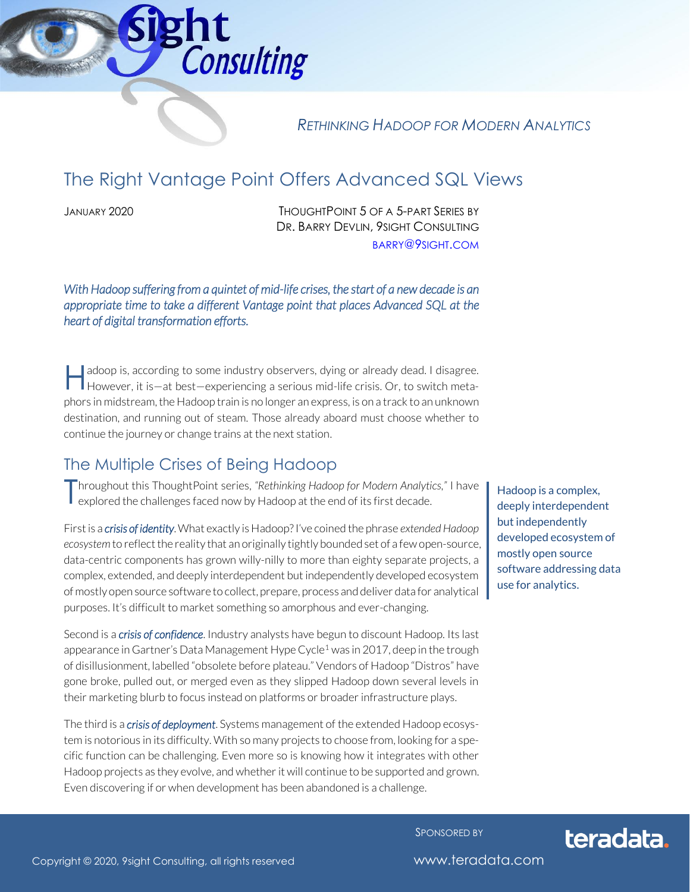*Rethinking Hadoop for Modern Analytics*

# The Right Vantage Point Offers Advanced SQL Views

January 2020

ThoughtPoint 5 of a 5-part Series by Dr. Barry Devlin, 9sight Consulting
barry@9sight.com

*With Hadoop suffering from a quintet of mid-life crises, the start of a new decade is an appropriate time to take a different Vantage point that places Advanced SQL at the heart of digital transformation efforts.*

Hadoop is, according to some industry observers, dying or already dead. I disagree. However, it is—at best—experiencing a serious mid-life crisis. Or, to switch metaphors in midstream, the Hadoop train is no longer an express, is on a track to an unknown destination, and running out of steam. Those already aboard must choose whether to continue the journey or change trains at the next station.

## The Multiple Crises of Being Hadoop

Throughout this ThoughtPoint series, *"Rethinking Hadoop for Modern Analytics,"* I have explored the challenges faced now by Hadoop at the end of its first decade.

> Hadoop is a complex, deeply interdependent but independently developed ecosystem of mostly open source software addressing data use for analytics.

First is a ***crisis of identity***. What exactly is Hadoop? I've coined the phrase *extended Hadoop ecosystem* to reflect the reality that an originally tightly bounded set of a few open-source, data-centric components has grown willy-nilly to more than eighty separate projects, a complex, extended, and deeply interdependent but independently developed ecosystem of mostly open source software to collect, prepare, process and deliver data for analytical purposes. It's difficult to market something so amorphous and ever-changing.

Second is a ***crisis of confidence***. Industry analysts have begun to discount Hadoop. Its last appearance in Gartner's Data Management Hype Cycle[1] was in 2017, deep in the trough of disillusionment, labelled "obsolete before plateau." Vendors of Hadoop "Distros" have gone broke, pulled out, or merged even as they slipped Hadoop down several levels in their marketing blurb to focus instead on platforms or broader infrastructure plays.

The third is a ***crisis of deployment***. Systems management of the extended Hadoop ecosystem is notorious in its difficulty. With so many projects to choose from, looking for a specific function can be challenging. Even more so is knowing how it integrates with other Hadoop projects as they evolve, and whether it will continue to be supported and grown. Even discovering if or when development has been abandoned is a challenge.

Copyright © 2020, 9sight Consulting, all rights reserved

Sponsored by teradata. www.teradata.com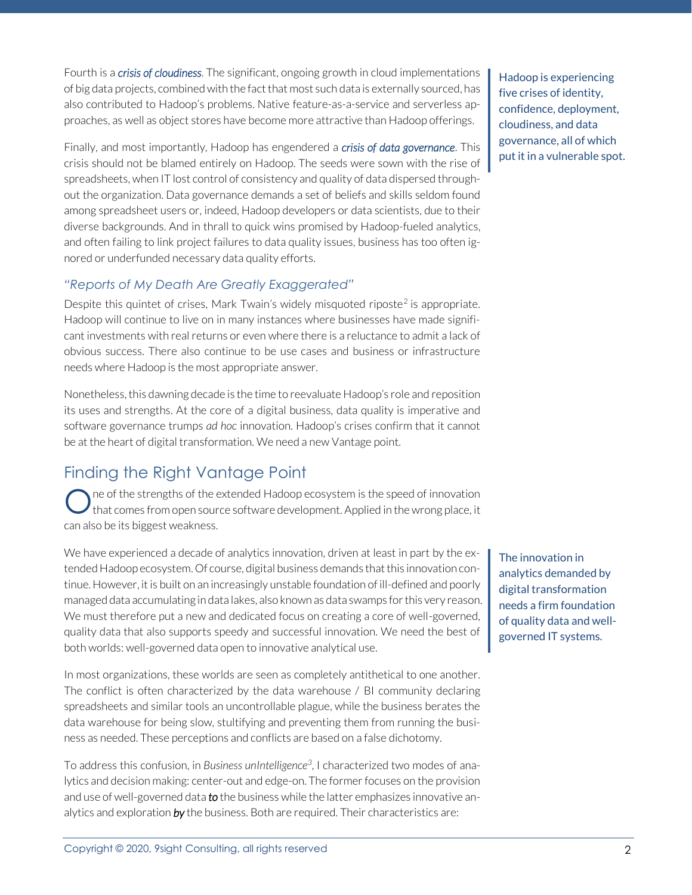Fourth is a ***crisis of cloudiness***. The significant, ongoing growth in cloud implementations of big data projects, combined with the fact that most such data is externally sourced, has also contributed to Hadoop's problems. Native feature-as-a-service and serverless approaches, as well as object stores have become more attractive than Hadoop offerings.

Hadoop is experiencing five crises of identity, confidence, deployment, cloudiness, and data governance, all of which put it in a vulnerable spot.

Finally, and most importantly, Hadoop has engendered a ***crisis of data governance***. This crisis should not be blamed entirely on Hadoop. The seeds were sown with the rise of spreadsheets, when IT lost control of consistency and quality of data dispersed throughout the organization. Data governance demands a set of beliefs and skills seldom found among spreadsheet users or, indeed, Hadoop developers or data scientists, due to their diverse backgrounds. And in thrall to quick wins promised by Hadoop-fueled analytics, and often failing to link project failures to data quality issues, business has too often ignored or underfunded necessary data quality efforts.

### *"Reports of My Death Are Greatly Exaggerated"*

Despite this quintet of crises, Mark Twain's widely misquoted riposte[2] is appropriate. Hadoop will continue to live on in many instances where businesses have made significant investments with real returns or even where there is a reluctance to admit a lack of obvious success. There also continue to be use cases and business or infrastructure needs where Hadoop is the most appropriate answer.

Nonetheless, this dawning decade is the time to reevaluate Hadoop's role and reposition its uses and strengths. At the core of a digital business, data quality is imperative and software governance trumps *ad hoc* innovation. Hadoop's crises confirm that it cannot be at the heart of digital transformation. We need a new Vantage point.

## Finding the Right Vantage Point

One of the strengths of the extended Hadoop ecosystem is the speed of innovation that comes from open source software development. Applied in the wrong place, it can also be its biggest weakness.

We have experienced a decade of analytics innovation, driven at least in part by the extended Hadoop ecosystem. Of course, digital business demands that this innovation continue. However, it is built on an increasingly unstable foundation of ill-defined and poorly managed data accumulating in data lakes, also known as data swamps for this very reason. We must therefore put a new and dedicated focus on creating a core of well-governed, quality data that also supports speedy and successful innovation. We need the best of both worlds: well-governed data open to innovative analytical use.

The innovation in analytics demanded by digital transformation needs a firm foundation of quality data and well-governed IT systems.

In most organizations, these worlds are seen as completely antithetical to one another. The conflict is often characterized by the data warehouse / BI community declaring spreadsheets and similar tools an uncontrollable plague, while the business berates the data warehouse for being slow, stultifying and preventing them from running the business as needed. These perceptions and conflicts are based on a false dichotomy.

To address this confusion, in *Business unIntelligence*[3], I characterized two modes of analytics and decision making: center-out and edge-on. The former focuses on the provision and use of well-governed data ***to*** the business while the latter emphasizes innovative analytics and exploration ***by*** the business. Both are required. Their characteristics are: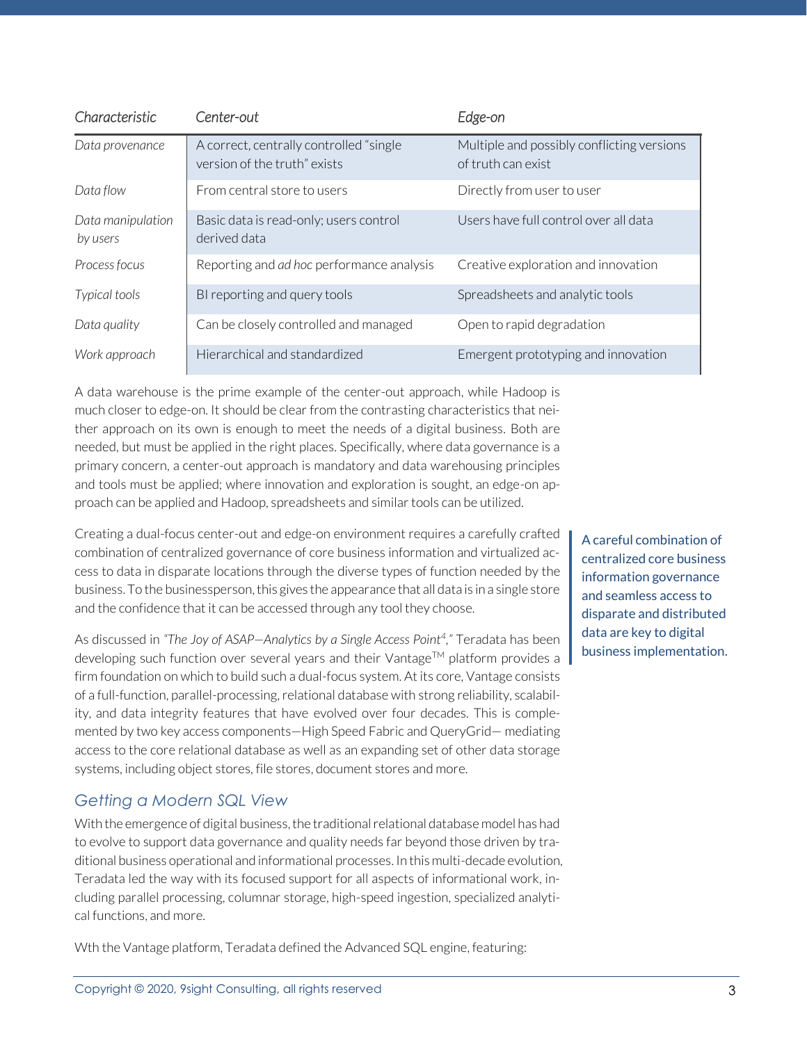| *Characteristic* | *Center-out* | *Edge-on* |
| --- | --- | --- |
| *Data provenance* | A correct, centrally controlled "single version of the truth" exists | Multiple and possibly conflicting versions of truth can exist |
| *Data flow* | From central store to users | Directly from user to user |
| *Data manipulation by users* | Basic data is read-only; users control derived data | Users have full control over all data |
| *Process focus* | Reporting and *ad hoc* performance analysis | Creative exploration and innovation |
| *Typical tools* | BI reporting and query tools | Spreadsheets and analytic tools |
| *Data quality* | Can be closely controlled and managed | Open to rapid degradation |
| *Work approach* | Hierarchical and standardized | Emergent prototyping and innovation |

A data warehouse is the prime example of the center-out approach, while Hadoop is much closer to edge-on. It should be clear from the contrasting characteristics that neither approach on its own is enough to meet the needs of a digital business. Both are needed, but must be applied in the right places. Specifically, where data governance is a primary concern, a center-out approach is mandatory and data warehousing principles and tools must be applied; where innovation and exploration is sought, an edge-on approach can be applied and Hadoop, spreadsheets and similar tools can be utilized.

Creating a dual-focus center-out and edge-on environment requires a carefully crafted combination of centralized governance of core business information and virtualized access to data in disparate locations through the diverse types of function needed by the business. To the businessperson, this gives the appearance that all data is in a single store and the confidence that it can be accessed through any tool they choose.

> A careful combination of centralized core business information governance and seamless access to disparate and distributed data are key to digital business implementation.

As discussed in *"The Joy of ASAP—Analytics by a Single Access Point[4],"* Teradata has been developing such function over several years and their Vantage™ platform provides a firm foundation on which to build such a dual-focus system. At its core, Vantage consists of a full-function, parallel-processing, relational database with strong reliability, scalability, and data integrity features that have evolved over four decades. This is complemented by two key access components—High Speed Fabric and QueryGrid— mediating access to the core relational database as well as an expanding set of other data storage systems, including object stores, file stores, document stores and more.

## *Getting a Modern SQL View*

With the emergence of digital business, the traditional relational database model has had to evolve to support data governance and quality needs far beyond those driven by traditional business operational and informational processes. In this multi-decade evolution, Teradata led the way with its focused support for all aspects of informational work, including parallel processing, columnar storage, high-speed ingestion, specialized analytical functions, and more.

Wth the Vantage platform, Teradata defined the Advanced SQL engine, featuring: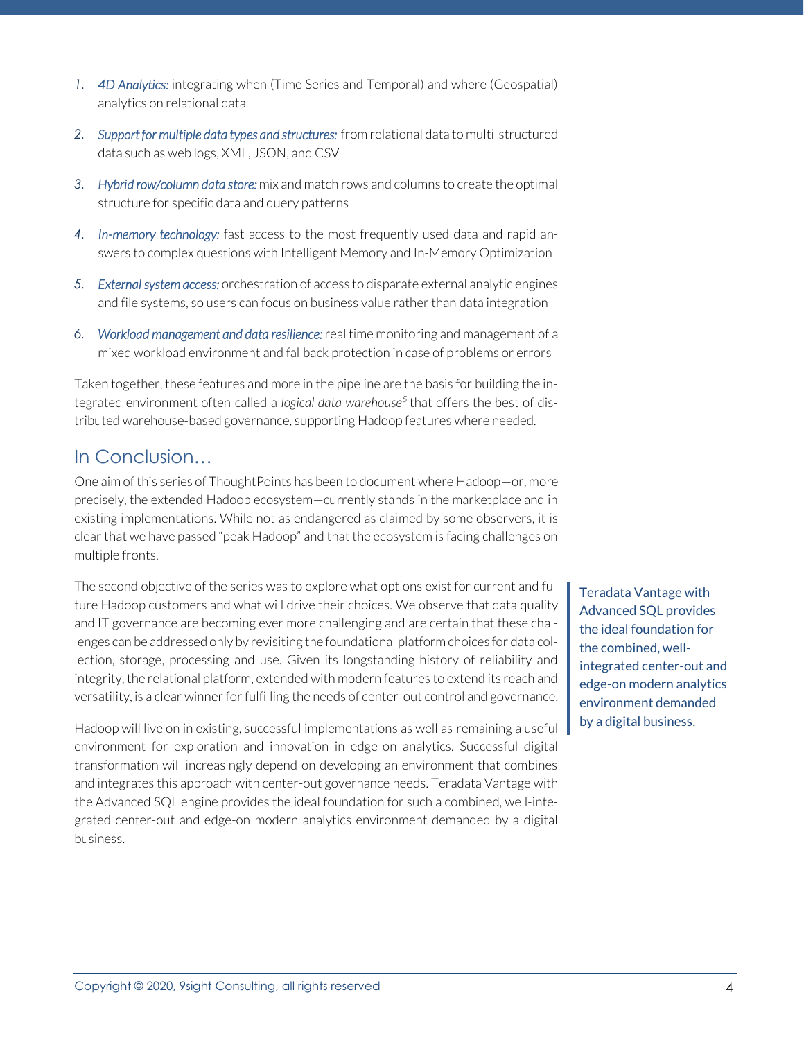1. *4D Analytics:* integrating when (Time Series and Temporal) and where (Geospatial) analytics on relational data
2. *Support for multiple data types and structures:* from relational data to multi-structured data such as web logs, XML, JSON, and CSV
3. *Hybrid row/column data store:* mix and match rows and columns to create the optimal structure for specific data and query patterns
4. *In-memory technology:* fast access to the most frequently used data and rapid answers to complex questions with Intelligent Memory and In-Memory Optimization
5. *External system access:* orchestration of access to disparate external analytic engines and file systems, so users can focus on business value rather than data integration
6. *Workload management and data resilience:* real time monitoring and management of a mixed workload environment and fallback protection in case of problems or errors

Taken together, these features and more in the pipeline are the basis for building the integrated environment often called a *logical data warehouse*[5] that offers the best of distributed warehouse-based governance, supporting Hadoop features where needed.

## In Conclusion…

One aim of this series of ThoughtPoints has been to document where Hadoop—or, more precisely, the extended Hadoop ecosystem—currently stands in the marketplace and in existing implementations. While not as endangered as claimed by some observers, it is clear that we have passed "peak Hadoop" and that the ecosystem is facing challenges on multiple fronts.

The second objective of the series was to explore what options exist for current and future Hadoop customers and what will drive their choices. We observe that data quality and IT governance are becoming ever more challenging and are certain that these challenges can be addressed only by revisiting the foundational platform choices for data collection, storage, processing and use. Given its longstanding history of reliability and integrity, the relational platform, extended with modern features to extend its reach and versatility, is a clear winner for fulfilling the needs of center-out control and governance.

> Teradata Vantage with Advanced SQL provides the ideal foundation for the combined, well-integrated center-out and edge-on modern analytics environment demanded by a digital business.

Hadoop will live on in existing, successful implementations as well as remaining a useful environment for exploration and innovation in edge-on analytics. Successful digital transformation will increasingly depend on developing an environment that combines and integrates this approach with center-out governance needs. Teradata Vantage with the Advanced SQL engine provides the ideal foundation for such a combined, well-integrated center-out and edge-on modern analytics environment demanded by a digital business.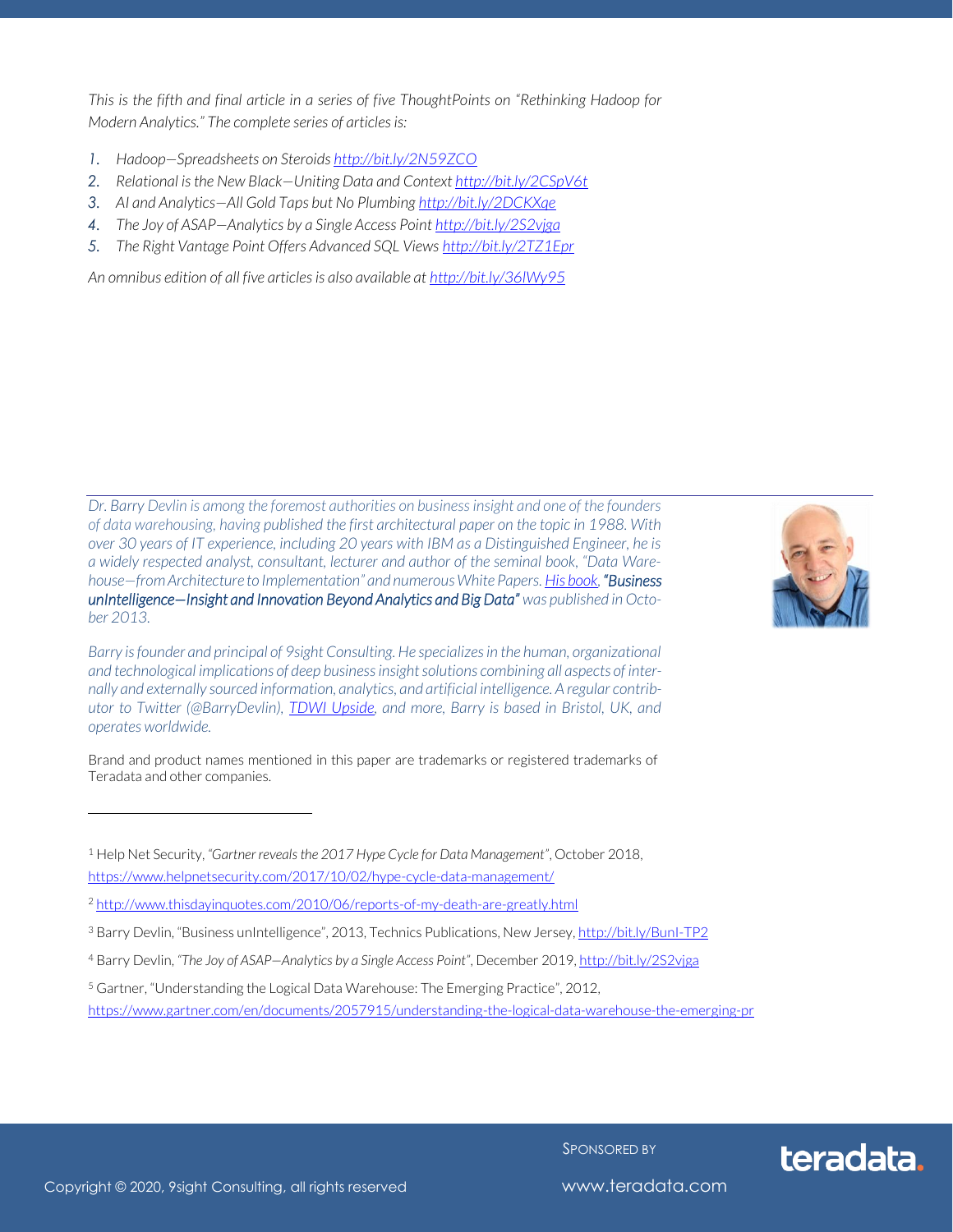*This is the fifth and final article in a series of five ThoughtPoints on "Rethinking Hadoop for Modern Analytics." The complete series of articles is:*

1. *Hadoop—Spreadsheets on Steroids* http://bit.ly/2N59ZCO
2. *Relational is the New Black—Uniting Data and Context* http://bit.ly/2CSpV6t
3. *AI and Analytics—All Gold Taps but No Plumbing* http://bit.ly/2DCKXqe
4. *The Joy of ASAP—Analytics by a Single Access Point* http://bit.ly/2S2vjga
5. *The Right Vantage Point Offers Advanced SQL Views* http://bit.ly/2TZ1Epr

*An omnibus edition of all five articles is also available at* http://bit.ly/36lWy95

---

*Dr. Barry Devlin is among the foremost authorities on business insight and one of the founders of data warehousing, having published the first architectural paper on the topic in 1988. With over 30 years of IT experience, including 20 years with IBM as a Distinguished Engineer, he is a widely respected analyst, consultant, lecturer and author of the seminal book, "Data Warehouse—from Architecture to Implementation" and numerous White Papers. His book, **"Business unIntelligence—Insight and Innovation Beyond Analytics and Big Data"** was published in October 2013.*

*Barry is founder and principal of 9sight Consulting. He specializes in the human, organizational and technological implications of deep business insight solutions combining all aspects of internally and externally sourced information, analytics, and artificial intelligence. A regular contributor to Twitter (@BarryDevlin), TDWI Upside, and more, Barry is based in Bristol, UK, and operates worldwide.*

Brand and product names mentioned in this paper are trademarks or registered trademarks of Teradata and other companies.

---

[1] Help Net Security, *"Gartner reveals the 2017 Hype Cycle for Data Management"*, October 2018, https://www.helpnetsecurity.com/2017/10/02/hype-cycle-data-management/

[2] http://www.thisdayinquotes.com/2010/06/reports-of-my-death-are-greatly.html

[3] Barry Devlin, "Business unIntelligence", 2013, Technics Publications, New Jersey, http://bit.ly/BunI-TP2

[4] Barry Devlin, *"The Joy of ASAP—Analytics by a Single Access Point"*, December 2019, http://bit.ly/2S2vjga

[5] Gartner, "Understanding the Logical Data Warehouse: The Emerging Practice", 2012, https://www.gartner.com/en/documents/2057915/understanding-the-logical-data-warehouse-the-emerging-pr

Copyright © 2020, 9sight Consulting, all rights reserved

SPONSORED BY teradata.

www.teradata.com